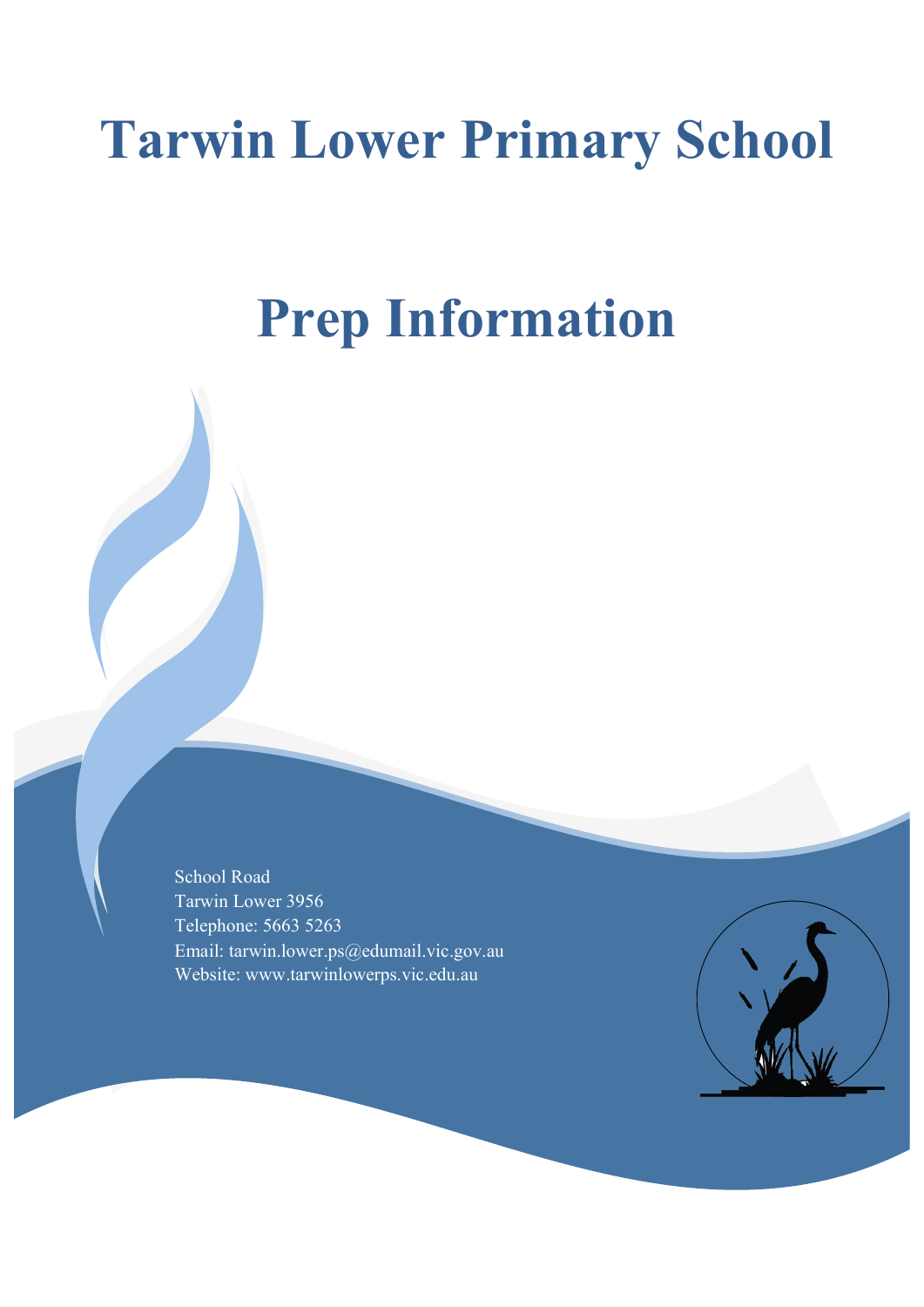# Tarwin Lower Primary School

# Prep Information

School Road
Tarwin Lower 3956
Telephone: 5663 5263
Email: tarwin.lower.ps@edumail.vic.gov.au
Website: www.tarwinlowerps.vic.edu.au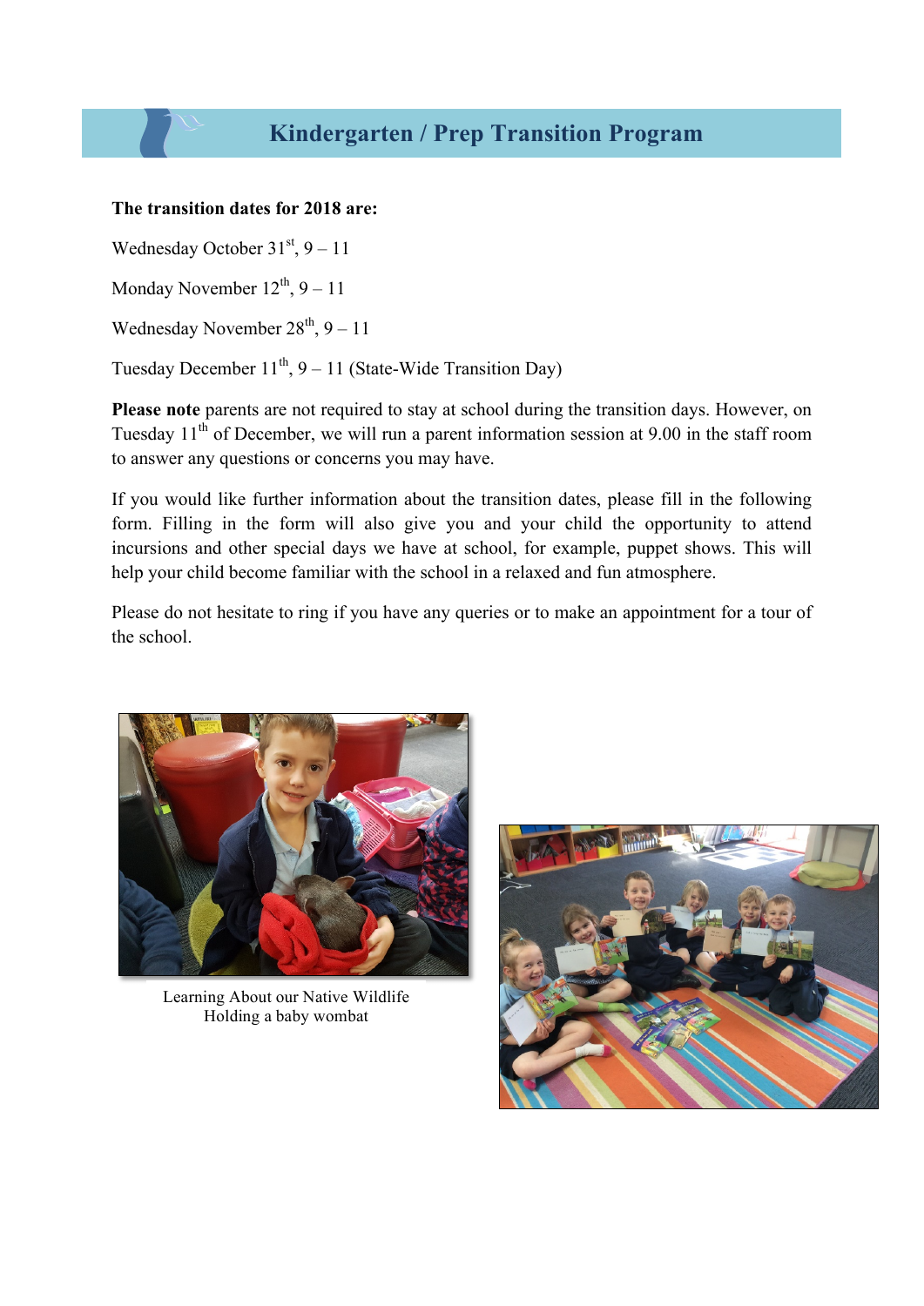# Kindergarten / Prep Transition Program

**The transition dates for 2018 are:**

Wednesday October 31st, 9 – 11

Monday November 12th, 9 – 11

Wednesday November 28th, 9 – 11

Tuesday December 11th, 9 – 11 (State-Wide Transition Day)

**Please note** parents are not required to stay at school during the transition days. However, on Tuesday 11th of December, we will run a parent information session at 9.00 in the staff room to answer any questions or concerns you may have.

If you would like further information about the transition dates, please fill in the following form. Filling in the form will also give you and your child the opportunity to attend incursions and other special days we have at school, for example, puppet shows. This will help your child become familiar with the school in a relaxed and fun atmosphere.

Please do not hesitate to ring if you have any queries or to make an appointment for a tour of the school.

Learning About our Native Wildlife
Holding a baby wombat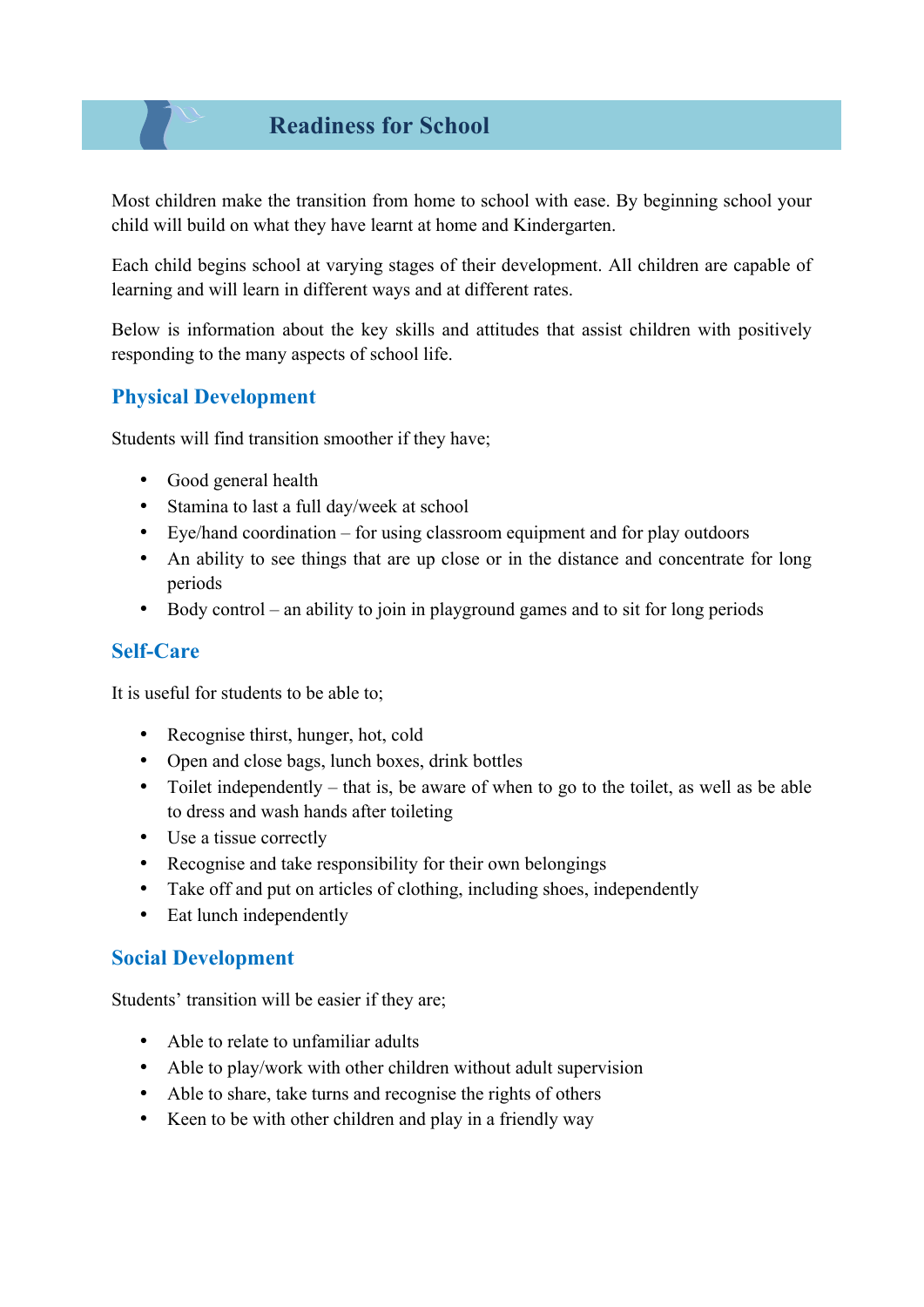# Readiness for School

Most children make the transition from home to school with ease. By beginning school your child will build on what they have learnt at home and Kindergarten.

Each child begins school at varying stages of their development. All children are capable of learning and will learn in different ways and at different rates.

Below is information about the key skills and attitudes that assist children with positively responding to the many aspects of school life.

## Physical Development

Students will find transition smoother if they have;

- Good general health
- Stamina to last a full day/week at school
- Eye/hand coordination – for using classroom equipment and for play outdoors
- An ability to see things that are up close or in the distance and concentrate for long periods
- Body control – an ability to join in playground games and to sit for long periods

## Self-Care

It is useful for students to be able to;

- Recognise thirst, hunger, hot, cold
- Open and close bags, lunch boxes, drink bottles
- Toilet independently – that is, be aware of when to go to the toilet, as well as be able to dress and wash hands after toileting
- Use a tissue correctly
- Recognise and take responsibility for their own belongings
- Take off and put on articles of clothing, including shoes, independently
- Eat lunch independently

## Social Development

Students' transition will be easier if they are;

- Able to relate to unfamiliar adults
- Able to play/work with other children without adult supervision
- Able to share, take turns and recognise the rights of others
- Keen to be with other children and play in a friendly way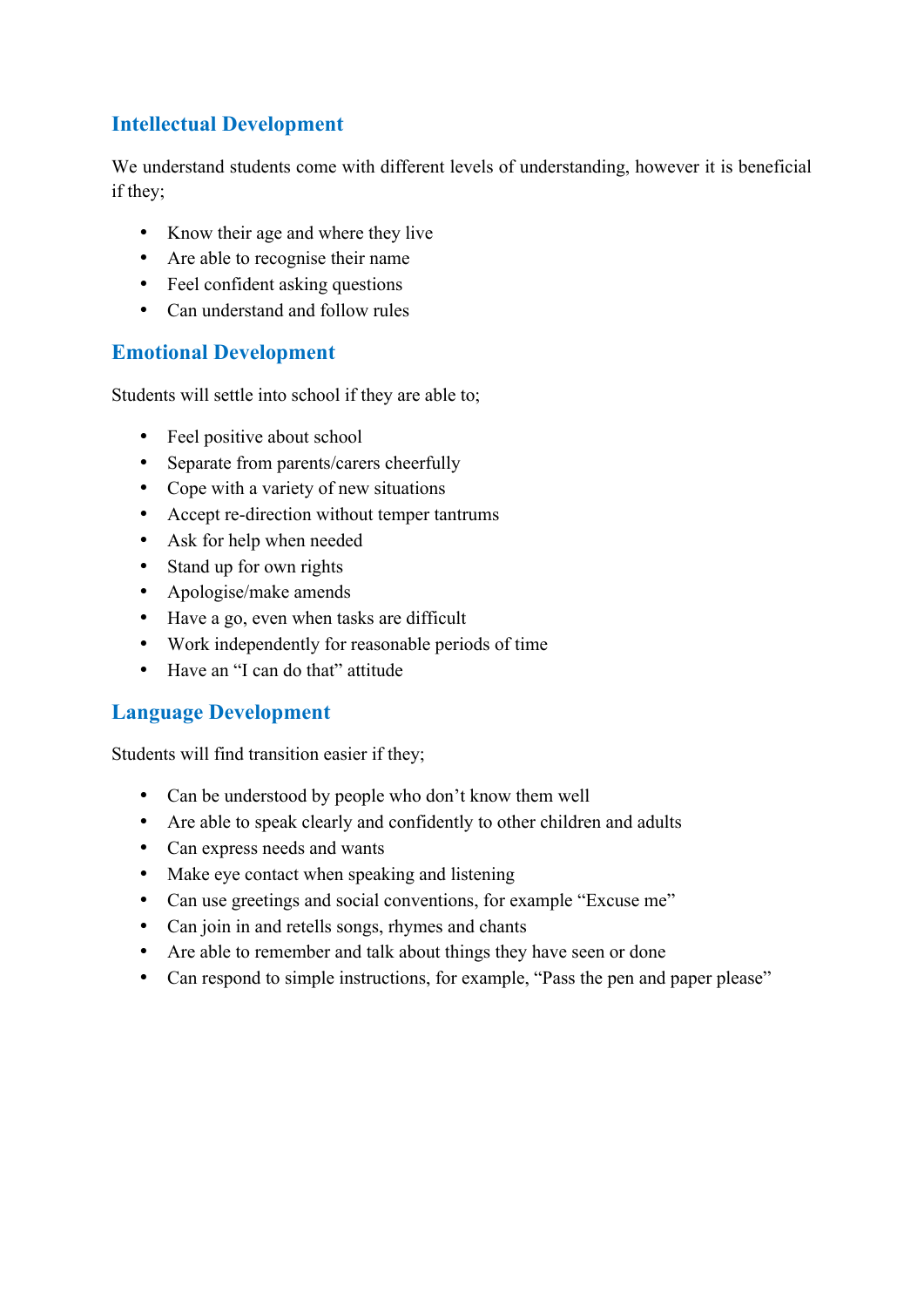## Intellectual Development

We understand students come with different levels of understanding, however it is beneficial if they;

- Know their age and where they live
- Are able to recognise their name
- Feel confident asking questions
- Can understand and follow rules

## Emotional Development

Students will settle into school if they are able to;

- Feel positive about school
- Separate from parents/carers cheerfully
- Cope with a variety of new situations
- Accept re-direction without temper tantrums
- Ask for help when needed
- Stand up for own rights
- Apologise/make amends
- Have a go, even when tasks are difficult
- Work independently for reasonable periods of time
- Have an "I can do that" attitude

## Language Development

Students will find transition easier if they;

- Can be understood by people who don't know them well
- Are able to speak clearly and confidently to other children and adults
- Can express needs and wants
- Make eye contact when speaking and listening
- Can use greetings and social conventions, for example "Excuse me"
- Can join in and retells songs, rhymes and chants
- Are able to remember and talk about things they have seen or done
- Can respond to simple instructions, for example, "Pass the pen and paper please"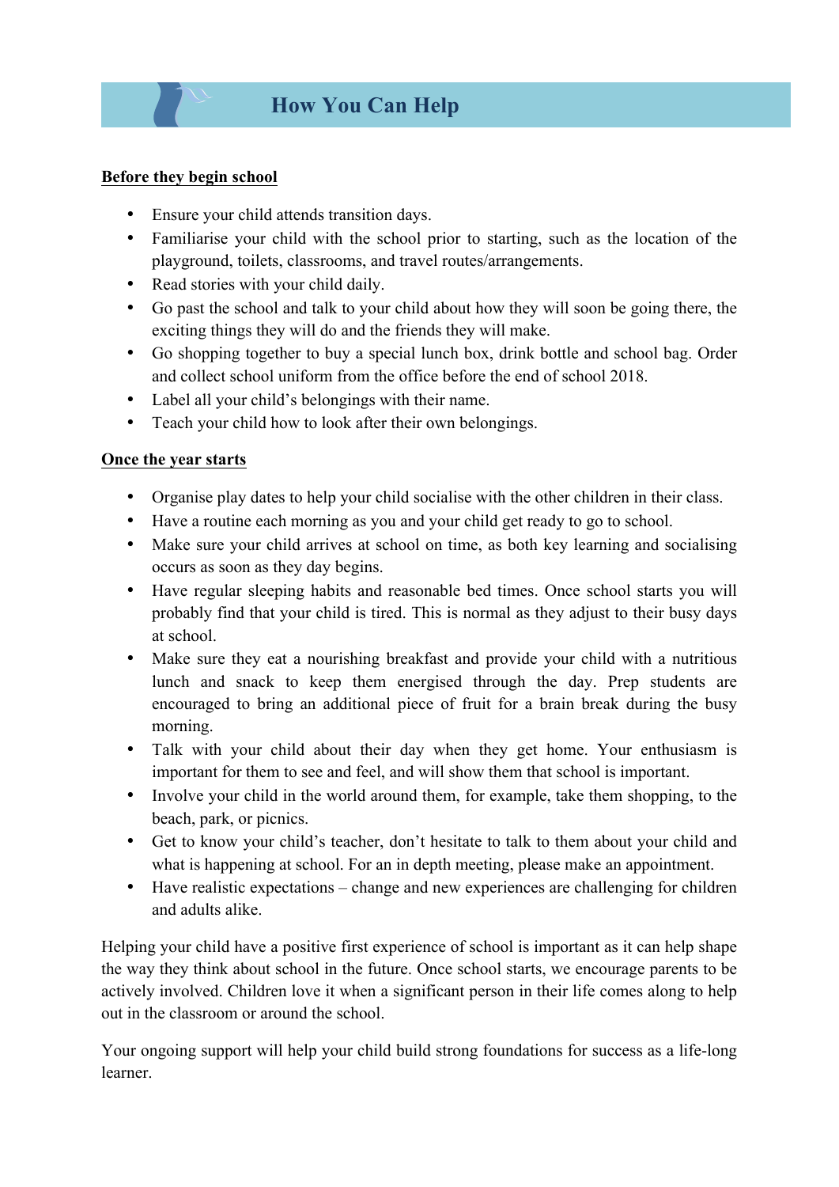# How You Can Help

**Before they begin school**

- Ensure your child attends transition days.
- Familiarise your child with the school prior to starting, such as the location of the playground, toilets, classrooms, and travel routes/arrangements.
- Read stories with your child daily.
- Go past the school and talk to your child about how they will soon be going there, the exciting things they will do and the friends they will make.
- Go shopping together to buy a special lunch box, drink bottle and school bag. Order and collect school uniform from the office before the end of school 2018.
- Label all your child's belongings with their name.
- Teach your child how to look after their own belongings.

**Once the year starts**

- Organise play dates to help your child socialise with the other children in their class.
- Have a routine each morning as you and your child get ready to go to school.
- Make sure your child arrives at school on time, as both key learning and socialising occurs as soon as they day begins.
- Have regular sleeping habits and reasonable bed times. Once school starts you will probably find that your child is tired. This is normal as they adjust to their busy days at school.
- Make sure they eat a nourishing breakfast and provide your child with a nutritious lunch and snack to keep them energised through the day. Prep students are encouraged to bring an additional piece of fruit for a brain break during the busy morning.
- Talk with your child about their day when they get home. Your enthusiasm is important for them to see and feel, and will show them that school is important.
- Involve your child in the world around them, for example, take them shopping, to the beach, park, or picnics.
- Get to know your child's teacher, don't hesitate to talk to them about your child and what is happening at school. For an in depth meeting, please make an appointment.
- Have realistic expectations – change and new experiences are challenging for children and adults alike.

Helping your child have a positive first experience of school is important as it can help shape the way they think about school in the future. Once school starts, we encourage parents to be actively involved. Children love it when a significant person in their life comes along to help out in the classroom or around the school.

Your ongoing support will help your child build strong foundations for success as a life-long learner.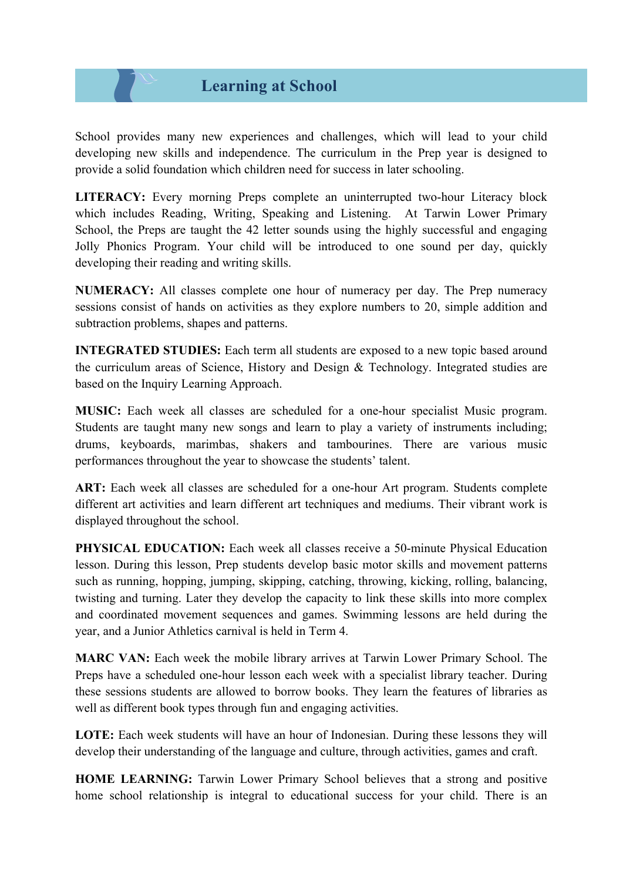# Learning at School

School provides many new experiences and challenges, which will lead to your child developing new skills and independence. The curriculum in the Prep year is designed to provide a solid foundation which children need for success in later schooling.

**LITERACY:** Every morning Preps complete an uninterrupted two-hour Literacy block which includes Reading, Writing, Speaking and Listening. At Tarwin Lower Primary School, the Preps are taught the 42 letter sounds using the highly successful and engaging Jolly Phonics Program. Your child will be introduced to one sound per day, quickly developing their reading and writing skills.

**NUMERACY:** All classes complete one hour of numeracy per day. The Prep numeracy sessions consist of hands on activities as they explore numbers to 20, simple addition and subtraction problems, shapes and patterns.

**INTEGRATED STUDIES:** Each term all students are exposed to a new topic based around the curriculum areas of Science, History and Design & Technology. Integrated studies are based on the Inquiry Learning Approach.

**MUSIC:** Each week all classes are scheduled for a one-hour specialist Music program. Students are taught many new songs and learn to play a variety of instruments including; drums, keyboards, marimbas, shakers and tambourines. There are various music performances throughout the year to showcase the students' talent.

**ART:** Each week all classes are scheduled for a one-hour Art program. Students complete different art activities and learn different art techniques and mediums. Their vibrant work is displayed throughout the school.

**PHYSICAL EDUCATION:** Each week all classes receive a 50-minute Physical Education lesson. During this lesson, Prep students develop basic motor skills and movement patterns such as running, hopping, jumping, skipping, catching, throwing, kicking, rolling, balancing, twisting and turning. Later they develop the capacity to link these skills into more complex and coordinated movement sequences and games. Swimming lessons are held during the year, and a Junior Athletics carnival is held in Term 4.

**MARC VAN:** Each week the mobile library arrives at Tarwin Lower Primary School. The Preps have a scheduled one-hour lesson each week with a specialist library teacher. During these sessions students are allowed to borrow books. They learn the features of libraries as well as different book types through fun and engaging activities.

**LOTE:** Each week students will have an hour of Indonesian. During these lessons they will develop their understanding of the language and culture, through activities, games and craft.

**HOME LEARNING:** Tarwin Lower Primary School believes that a strong and positive home school relationship is integral to educational success for your child. There is an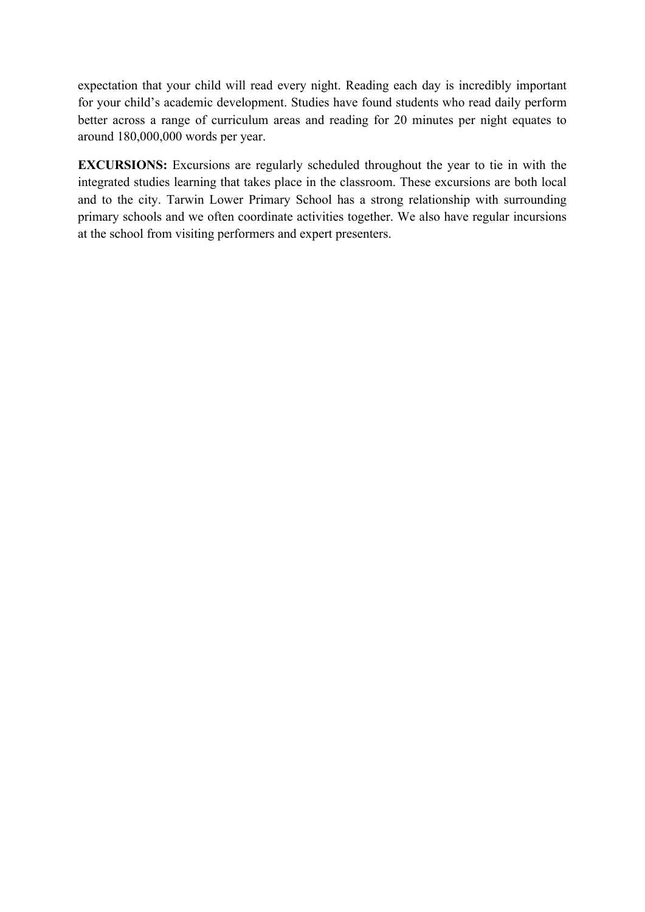expectation that your child will read every night. Reading each day is incredibly important for your child's academic development. Studies have found students who read daily perform better across a range of curriculum areas and reading for 20 minutes per night equates to around 180,000,000 words per year.

**EXCURSIONS:** Excursions are regularly scheduled throughout the year to tie in with the integrated studies learning that takes place in the classroom. These excursions are both local and to the city. Tarwin Lower Primary School has a strong relationship with surrounding primary schools and we often coordinate activities together. We also have regular incursions at the school from visiting performers and expert presenters.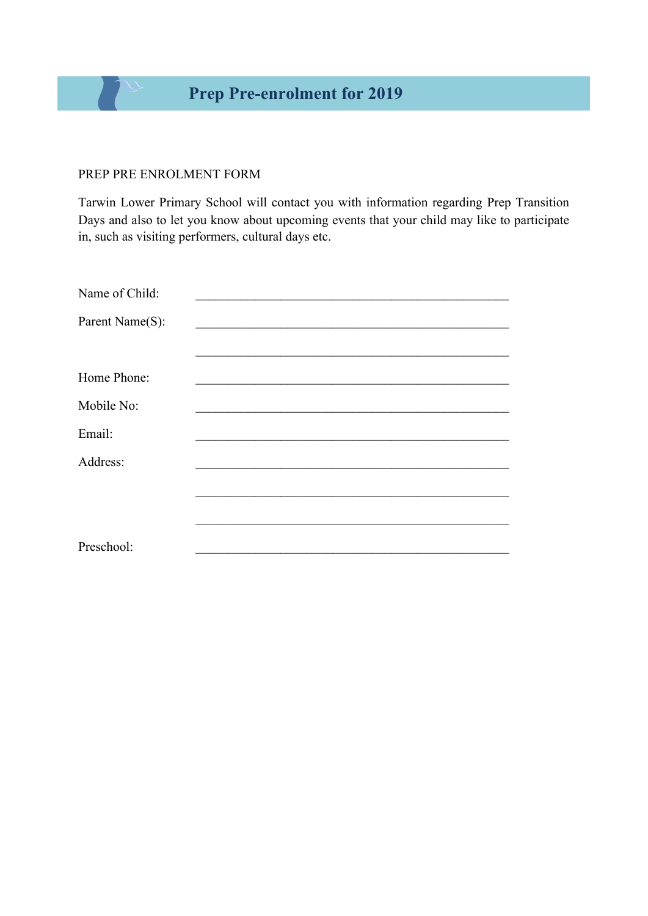# Prep Pre-enrolment for 2019

PREP PRE ENROLMENT FORM

Tarwin Lower Primary School will contact you with information regarding Prep Transition Days and also to let you know about upcoming events that your child may like to participate in, such as visiting performers, cultural days etc.

Name of Child: ______________________________________________

Parent Name(S): ______________________________________________

______________________________________________

Home Phone: ______________________________________________

Mobile No: ______________________________________________

Email: ______________________________________________

Address: ______________________________________________

______________________________________________

______________________________________________

Preschool: ______________________________________________